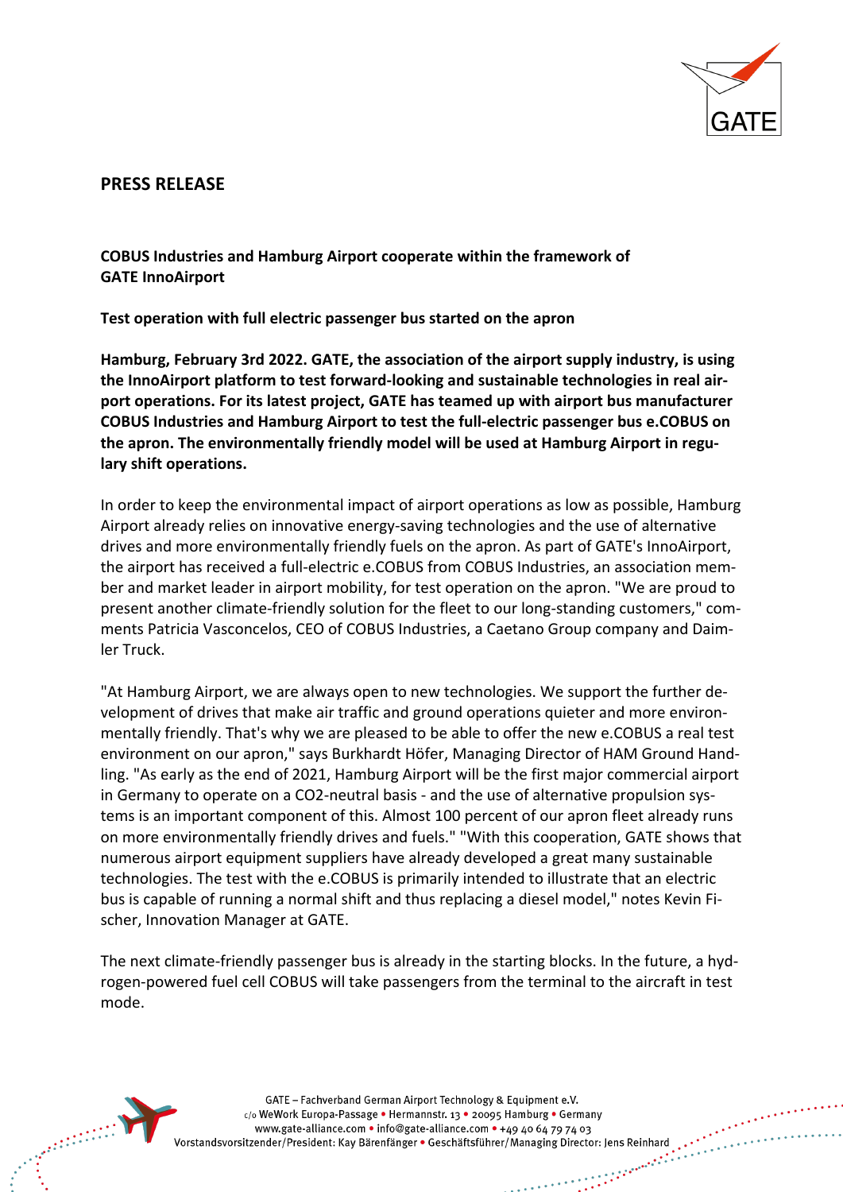# PRESS RELEASE

**COBUS Industries and Hamburg Airport cooperate within the framework of GATE InnoAirport**

**Test operation with full electric passenger bus started on the apron**

**Hamburg, February 3rd 2022. GATE, the association of the airport supply industry, is using the InnoAirport platform to test forward-looking and sustainable technologies in real airport operations. For its latest project, GATE has teamed up with airport bus manufacturer COBUS Industries and Hamburg Airport to test the full-electric passenger bus e.COBUS on the apron. The environmentally friendly model will be used at Hamburg Airport in regulary shift operations.**

In order to keep the environmental impact of airport operations as low as possible, Hamburg Airport already relies on innovative energy-saving technologies and the use of alternative drives and more environmentally friendly fuels on the apron. As part of GATE's InnoAirport, the airport has received a full-electric e.COBUS from COBUS Industries, an association member and market leader in airport mobility, for test operation on the apron. "We are proud to present another climate-friendly solution for the fleet to our long-standing customers," comments Patricia Vasconcelos, CEO of COBUS Industries, a Caetano Group company and Daimler Truck.

"At Hamburg Airport, we are always open to new technologies. We support the further development of drives that make air traffic and ground operations quieter and more environmentally friendly. That's why we are pleased to be able to offer the new e.COBUS a real test environment on our apron," says Burkhardt Höfer, Managing Director of HAM Ground Handling. "As early as the end of 2021, Hamburg Airport will be the first major commercial airport in Germany to operate on a CO2-neutral basis - and the use of alternative propulsion systems is an important component of this. Almost 100 percent of our apron fleet already runs on more environmentally friendly drives and fuels." "With this cooperation, GATE shows that numerous airport equipment suppliers have already developed a great many sustainable technologies. The test with the e.COBUS is primarily intended to illustrate that an electric bus is capable of running a normal shift and thus replacing a diesel model," notes Kevin Fischer, Innovation Manager at GATE.

The next climate-friendly passenger bus is already in the starting blocks. In the future, a hydrogen-powered fuel cell COBUS will take passengers from the terminal to the aircraft in test mode.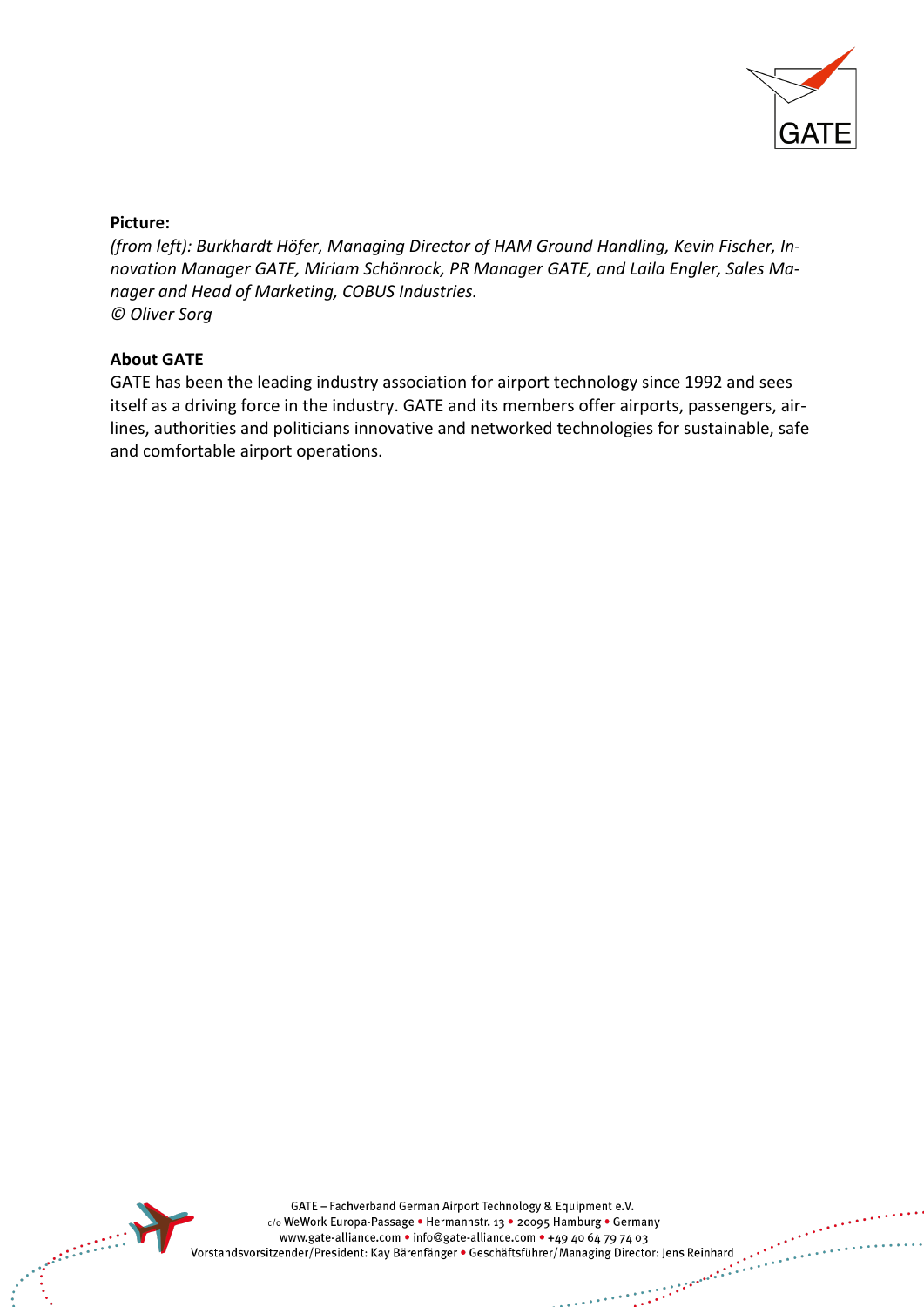**Picture:**

*(from left): Burkhardt Höfer, Managing Director of HAM Ground Handling, Kevin Fischer, Innovation Manager GATE, Miriam Schönrock, PR Manager GATE, and Laila Engler, Sales Manager and Head of Marketing, COBUS Industries.*
*© Oliver Sorg*

**About GATE**

GATE has been the leading industry association for airport technology since 1992 and sees itself as a driving force in the industry. GATE and its members offer airports, passengers, airlines, authorities and politicians innovative and networked technologies for sustainable, safe and comfortable airport operations.